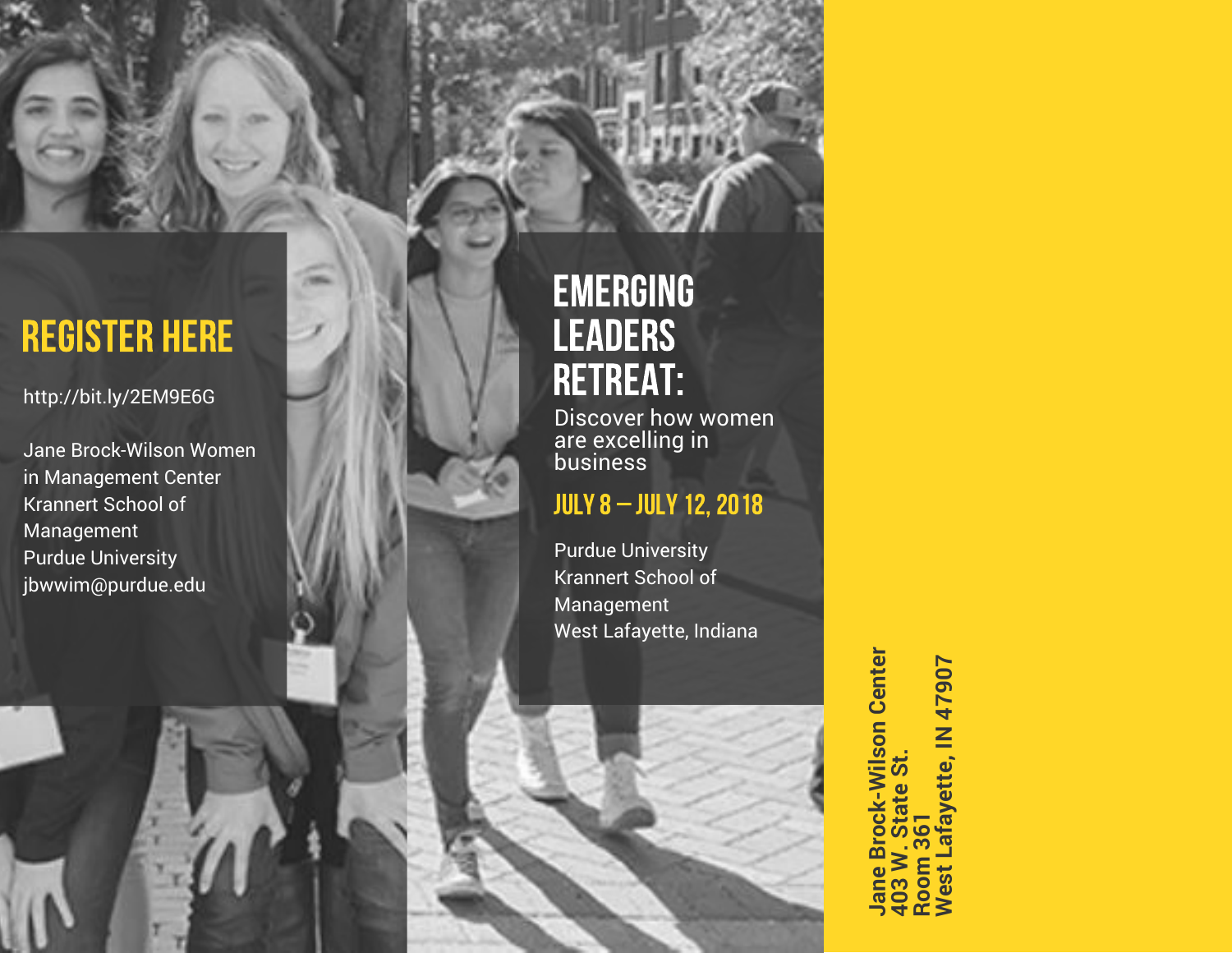## REGISTER HERE

http://bit.ly/2EM9E6G

Jane Brock-Wilson Women in Management Center
Krannert School of Management
Purdue University
jbwwim@purdue.edu

# EMERGING LEADERS RETREAT:

Discover how women are excelling in business

## JULY 8 – JULY 12, 2018

Purdue University
Krannert School of Management
West Lafayette, Indiana

**Jane Brock-Wilson Center**
**403 W. State St.**
**Room 361**
**West Lafayette, IN 47907**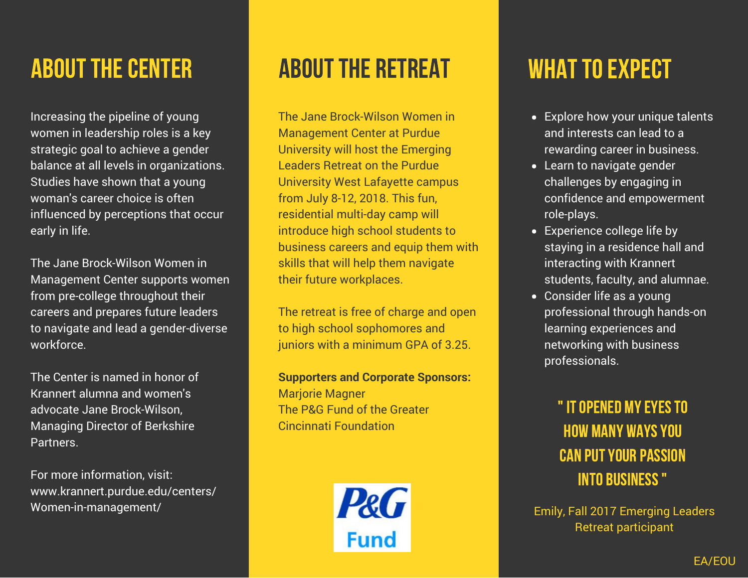# ABOUT THE CENTER

Increasing the pipeline of young women in leadership roles is a key strategic goal to achieve a gender balance at all levels in organizations. Studies have shown that a young woman's career choice is often influenced by perceptions that occur early in life.

The Jane Brock-Wilson Women in Management Center supports women from pre-college throughout their careers and prepares future leaders to navigate and lead a gender-diverse workforce.

The Center is named in honor of Krannert alumna and women's advocate Jane Brock-Wilson, Managing Director of Berkshire Partners.

For more information, visit: www.krannert.purdue.edu/centers/Women-in-management/

# ABOUT THE RETREAT

The Jane Brock-Wilson Women in Management Center at Purdue University will host the Emerging Leaders Retreat on the Purdue University West Lafayette campus from July 8-12, 2018. This fun, residential multi-day camp will introduce high school students to business careers and equip them with skills that will help them navigate their future workplaces.

The retreat is free of charge and open to high school sophomores and juniors with a minimum GPA of 3.25.

**Supporters and Corporate Sponsors:**
Marjorie Magner
The P&G Fund of the Greater Cincinnati Foundation

P&G Fund

# WHAT TO EXPECT

- Explore how your unique talents and interests can lead to a rewarding career in business.
- Learn to navigate gender challenges by engaging in confidence and empowerment role-plays.
- Experience college life by staying in a residence hall and interacting with Krannert students, faculty, and alumnae.
- Consider life as a young professional through hands-on learning experiences and networking with business professionals.

## " IT OPENED MY EYES TO HOW MANY WAYS YOU CAN PUT YOUR PASSION INTO BUSINESS "

Emily, Fall 2017 Emerging Leaders Retreat participant

EA/EOU